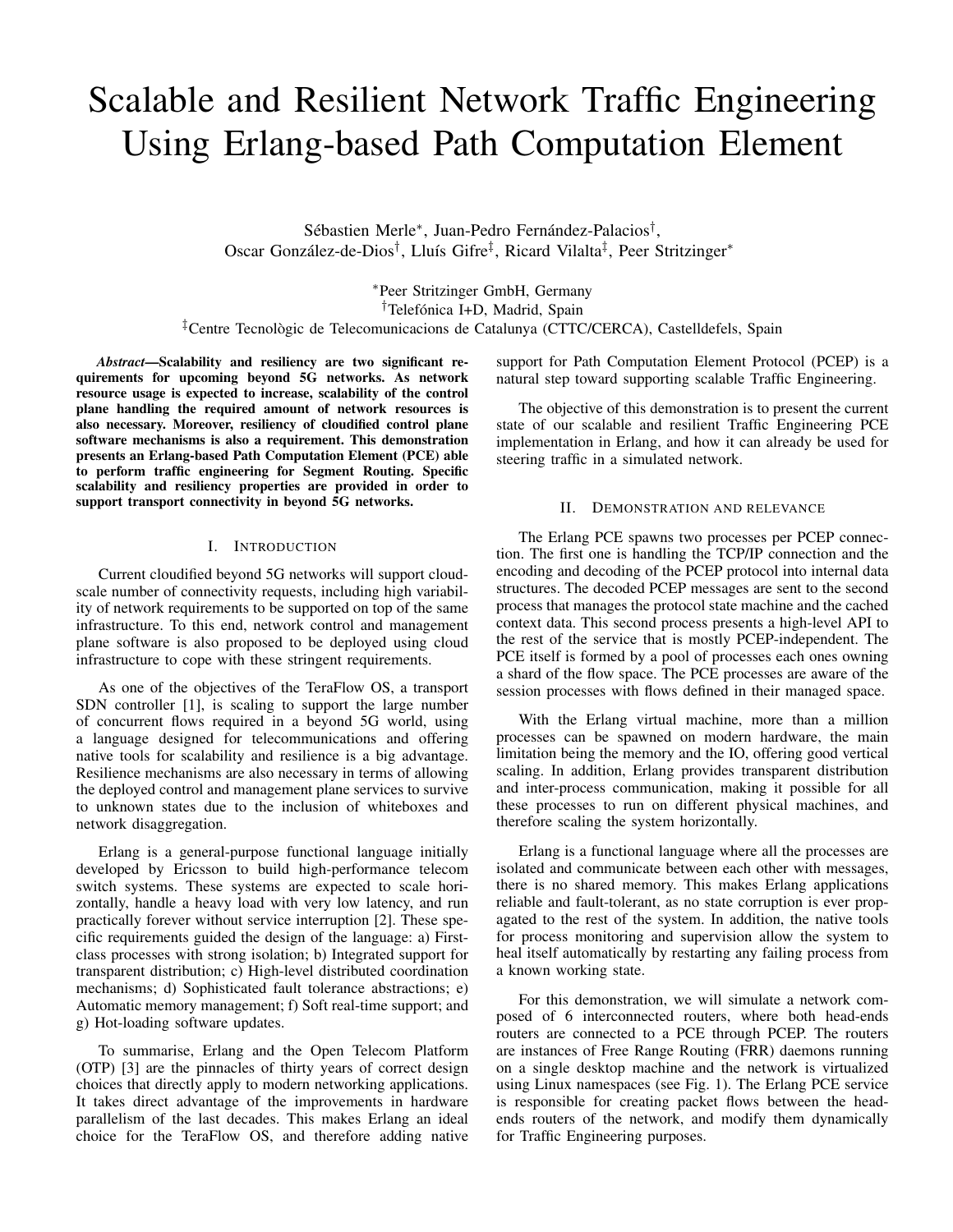# Scalable and Resilient Network Traffic Engineering Using Erlang-based Path Computation Element

Sébastien Merle*, Juan-Pedro Fernández-Palacios†, Oscar González-de-Dios†, Lluís Gifre‡, Ricard Vilalta‡, Peer Stritzinger*

*Peer Stritzinger GmbH, Germany
†Telefónica I+D, Madrid, Spain
‡Centre Tecnològic de Telecomunicacions de Catalunya (CTTC/CERCA), Castelldefels, Spain

***Abstract*—Scalability and resiliency are two significant requirements for upcoming beyond 5G networks. As network resource usage is expected to increase, scalability of the control plane handling the required amount of network resources is also necessary. Moreover, resiliency of cloudified control plane software mechanisms is also a requirement. This demonstration presents an Erlang-based Path Computation Element (PCE) able to perform traffic engineering for Segment Routing. Specific scalability and resiliency properties are provided in order to support transport connectivity in beyond 5G networks.**

## I. Introduction

Current cloudified beyond 5G networks will support cloud-scale number of connectivity requests, including high variability of network requirements to be supported on top of the same infrastructure. To this end, network control and management plane software is also proposed to be deployed using cloud infrastructure to cope with these stringent requirements.

As one of the objectives of the TeraFlow OS, a transport SDN controller [1], is scaling to support the large number of concurrent flows required in a beyond 5G world, using a language designed for telecommunications and offering native tools for scalability and resilience is a big advantage. Resilience mechanisms are also necessary in terms of allowing the deployed control and management plane services to survive to unknown states due to the inclusion of whiteboxes and network disaggregation.

Erlang is a general-purpose functional language initially developed by Ericsson to build high-performance telecom switch systems. These systems are expected to scale horizontally, handle a heavy load with very low latency, and run practically forever without service interruption [2]. These specific requirements guided the design of the language: a) First-class processes with strong isolation; b) Integrated support for transparent distribution; c) High-level distributed coordination mechanisms; d) Sophisticated fault tolerance abstractions; e) Automatic memory management; f) Soft real-time support; and g) Hot-loading software updates.

To summarise, Erlang and the Open Telecom Platform (OTP) [3] are the pinnacles of thirty years of correct design choices that directly apply to modern networking applications. It takes direct advantage of the improvements in hardware parallelism of the last decades. This makes Erlang an ideal choice for the TeraFlow OS, and therefore adding native support for Path Computation Element Protocol (PCEP) is a natural step toward supporting scalable Traffic Engineering.

The objective of this demonstration is to present the current state of our scalable and resilient Traffic Engineering PCE implementation in Erlang, and how it can already be used for steering traffic in a simulated network.

## II. Demonstration and Relevance

The Erlang PCE spawns two processes per PCEP connection. The first one is handling the TCP/IP connection and the encoding and decoding of the PCEP protocol into internal data structures. The decoded PCEP messages are sent to the second process that manages the protocol state machine and the cached context data. This second process presents a high-level API to the rest of the service that is mostly PCEP-independent. The PCE itself is formed by a pool of processes each ones owning a shard of the flow space. The PCE processes are aware of the session processes with flows defined in their managed space.

With the Erlang virtual machine, more than a million processes can be spawned on modern hardware, the main limitation being the memory and the IO, offering good vertical scaling. In addition, Erlang provides transparent distribution and inter-process communication, making it possible for all these processes to run on different physical machines, and therefore scaling the system horizontally.

Erlang is a functional language where all the processes are isolated and communicate between each other with messages, there is no shared memory. This makes Erlang applications reliable and fault-tolerant, as no state corruption is ever propagated to the rest of the system. In addition, the native tools for process monitoring and supervision allow the system to heal itself automatically by restarting any failing process from a known working state.

For this demonstration, we will simulate a network composed of 6 interconnected routers, where both head-ends routers are connected to a PCE through PCEP. The routers are instances of Free Range Routing (FRR) daemons running on a single desktop machine and the network is virtualized using Linux namespaces (see Fig. 1). The Erlang PCE service is responsible for creating packet flows between the head-ends routers of the network, and modify them dynamically for Traffic Engineering purposes.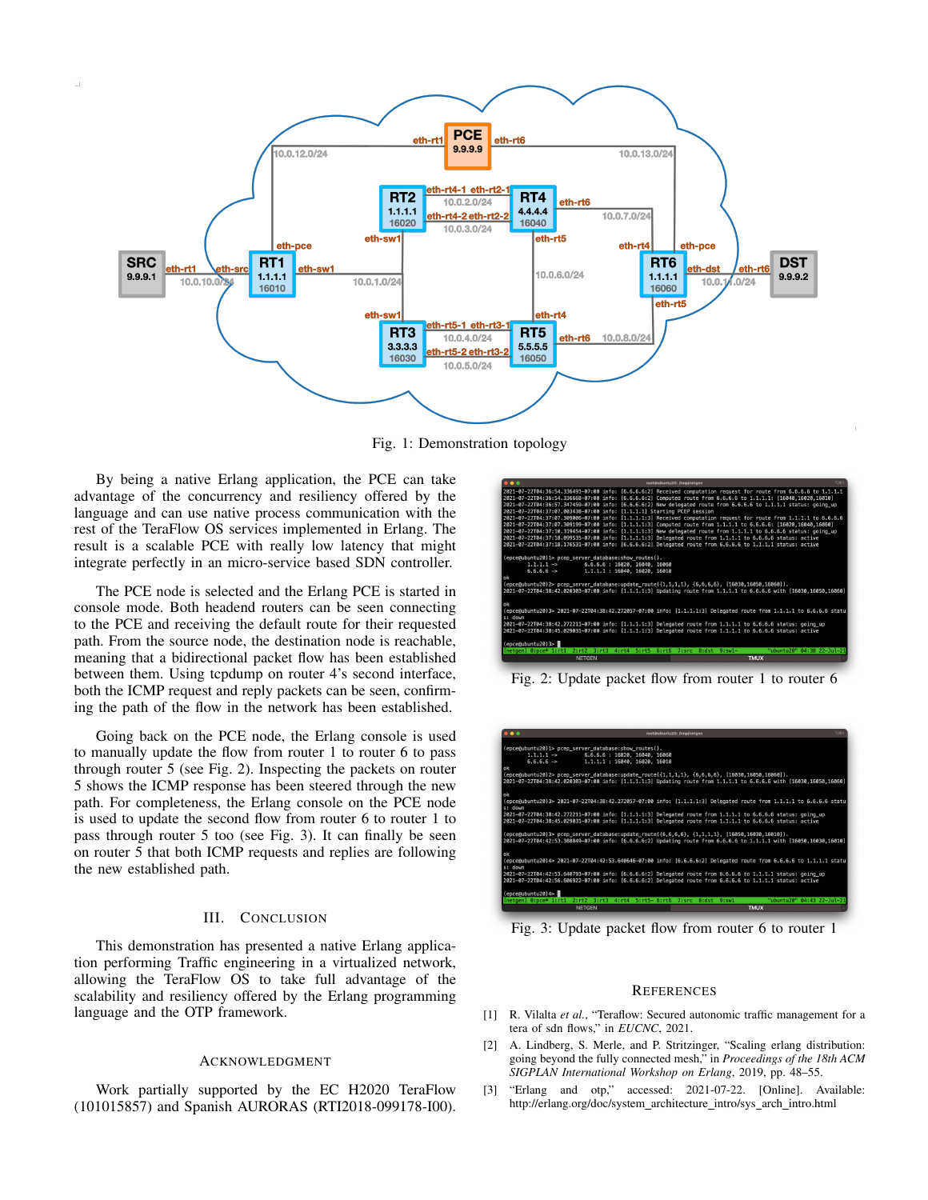Fig. 1: Demonstration topology

By being a native Erlang application, the PCE can take advantage of the concurrency and resiliency offered by the language and can use native process communication with the rest of the TeraFlow OS services implemented in Erlang. The result is a scalable PCE with really low latency that might integrate perfectly in an micro-service based SDN controller.

The PCE node is selected and the Erlang PCE is started in console mode. Both headend routers can be seen connecting to the PCE and receiving the default route for their requested path. From the source node, the destination node is reachable, meaning that a bidirectional packet flow has been established between them. Using tcpdump on router 4's second interface, both the ICMP request and reply packets can be seen, confirming the path of the flow in the network has been established.

Going back on the PCE node, the Erlang console is used to manually update the flow from router 1 to router 6 to pass through router 5 (see Fig. 2). Inspecting the packets on router 5 shows the ICMP response has been steered through the new path. For completeness, the Erlang console on the PCE node is used to update the second flow from router 6 to router 1 to pass through router 5 too (see Fig. 3). It can finally be seen on router 5 that both ICMP requests and replies are following the new established path.

## III. Conclusion

This demonstration has presented a native Erlang application performing Traffic engineering in a virtualized network, allowing the TeraFlow OS to take full advantage of the scalability and resiliency offered by the Erlang programming language and the OTP framework.

## Acknowledgment

Work partially supported by the EC H2020 TeraFlow (101015857) and Spanish AURORAS (RTI2018-099178-I00).

Fig. 2: Update packet flow from router 1 to router 6

Fig. 3: Update packet flow from router 6 to router 1

## References

[1] R. Vilalta *et al.*, "Teraflow: Secured autonomic traffic management for a tera of sdn flows," in *EUCNC*, 2021.

[2] A. Lindberg, S. Merle, and P. Stritzinger, "Scaling erlang distribution: going beyond the fully connected mesh," in *Proceedings of the 18th ACM SIGPLAN International Workshop on Erlang*, 2019, pp. 48–55.

[3] "Erlang and otp," accessed: 2021-07-22. [Online]. Available: http://erlang.org/doc/system_architecture_intro/sys_arch_intro.html